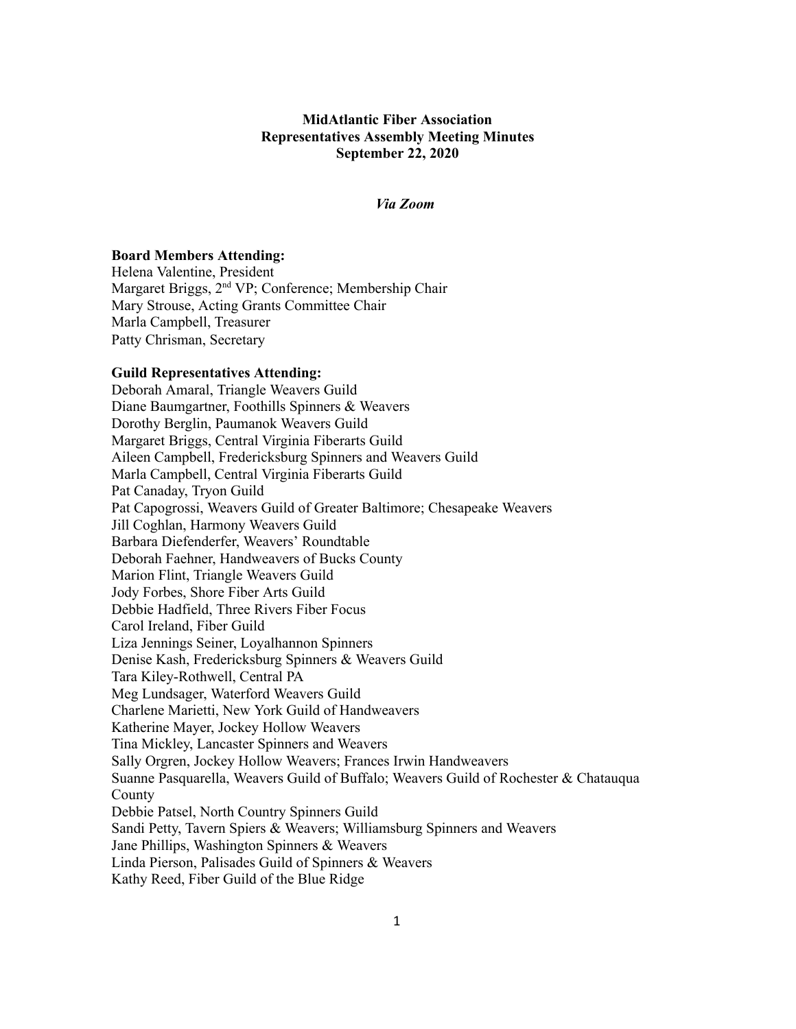**MidAtlantic Fiber Association**
**Representatives Assembly Meeting Minutes**
**September 22, 2020**

***Via Zoom***

**Board Members Attending:**

Helena Valentine, President
Margaret Briggs, 2nd VP; Conference; Membership Chair
Mary Strouse, Acting Grants Committee Chair
Marla Campbell, Treasurer
Patty Chrisman, Secretary

**Guild Representatives Attending:**

Deborah Amaral, Triangle Weavers Guild
Diane Baumgartner, Foothills Spinners & Weavers
Dorothy Berglin, Paumanok Weavers Guild
Margaret Briggs, Central Virginia Fiberarts Guild
Aileen Campbell, Fredericksburg Spinners and Weavers Guild
Marla Campbell, Central Virginia Fiberarts Guild
Pat Canaday, Tryon Guild
Pat Capogrossi, Weavers Guild of Greater Baltimore; Chesapeake Weavers
Jill Coghlan, Harmony Weavers Guild
Barbara Diefenderfer, Weavers' Roundtable
Deborah Faehner, Handweavers of Bucks County
Marion Flint, Triangle Weavers Guild
Jody Forbes, Shore Fiber Arts Guild
Debbie Hadfield, Three Rivers Fiber Focus
Carol Ireland, Fiber Guild
Liza Jennings Seiner, Loyalhannon Spinners
Denise Kash, Fredericksburg Spinners & Weavers Guild
Tara Kiley-Rothwell, Central PA
Meg Lundsager, Waterford Weavers Guild
Charlene Marietti, New York Guild of Handweavers
Katherine Mayer, Jockey Hollow Weavers
Tina Mickley, Lancaster Spinners and Weavers
Sally Orgren, Jockey Hollow Weavers; Frances Irwin Handweavers
Suanne Pasquarella, Weavers Guild of Buffalo; Weavers Guild of Rochester & Chatauqua County
Debbie Patsel, North Country Spinners Guild
Sandi Petty, Tavern Spiers & Weavers; Williamsburg Spinners and Weavers
Jane Phillips, Washington Spinners & Weavers
Linda Pierson, Palisades Guild of Spinners & Weavers
Kathy Reed, Fiber Guild of the Blue Ridge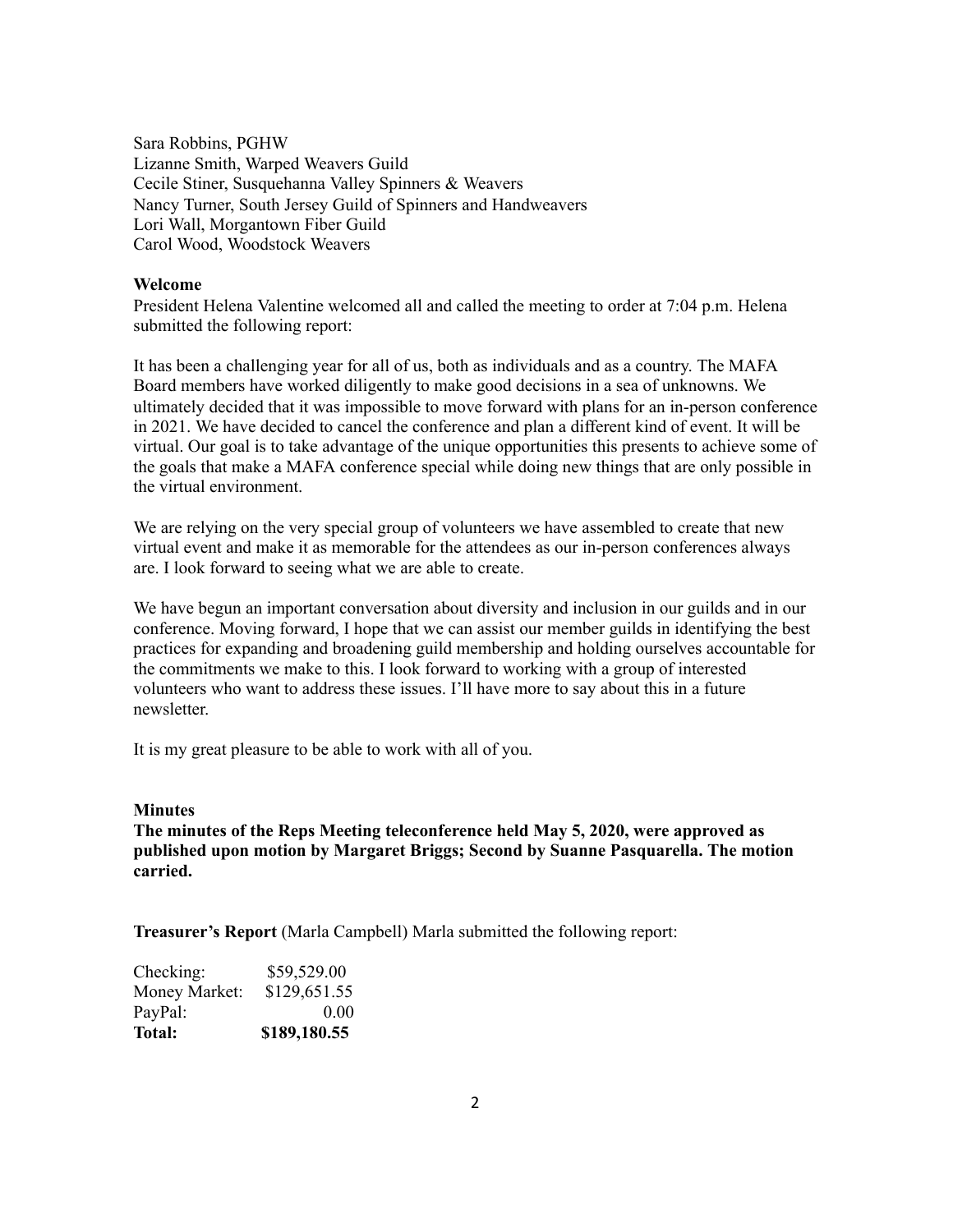Sara Robbins, PGHW
Lizanne Smith, Warped Weavers Guild
Cecile Stiner, Susquehanna Valley Spinners & Weavers
Nancy Turner, South Jersey Guild of Spinners and Handweavers
Lori Wall, Morgantown Fiber Guild
Carol Wood, Woodstock Weavers

**Welcome**

President Helena Valentine welcomed all and called the meeting to order at 7:04 p.m. Helena submitted the following report:

It has been a challenging year for all of us, both as individuals and as a country. The MAFA Board members have worked diligently to make good decisions in a sea of unknowns. We ultimately decided that it was impossible to move forward with plans for an in-person conference in 2021. We have decided to cancel the conference and plan a different kind of event. It will be virtual. Our goal is to take advantage of the unique opportunities this presents to achieve some of the goals that make a MAFA conference special while doing new things that are only possible in the virtual environment.

We are relying on the very special group of volunteers we have assembled to create that new virtual event and make it as memorable for the attendees as our in-person conferences always are. I look forward to seeing what we are able to create.

We have begun an important conversation about diversity and inclusion in our guilds and in our conference. Moving forward, I hope that we can assist our member guilds in identifying the best practices for expanding and broadening guild membership and holding ourselves accountable for the commitments we make to this. I look forward to working with a group of interested volunteers who want to address these issues. I'll have more to say about this in a future newsletter.

It is my great pleasure to be able to work with all of you.

**Minutes**

**The minutes of the Reps Meeting teleconference held May 5, 2020, were approved as published upon motion by Margaret Briggs; Second by Suanne Pasquarella. The motion carried.**

**Treasurer's Report** (Marla Campbell) Marla submitted the following report:

| | |
|---|---|
| Checking: | $59,529.00 |
| Money Market: | $129,651.55 |
| PayPal: | 0.00 |
| **Total:** | **$189,180.55** |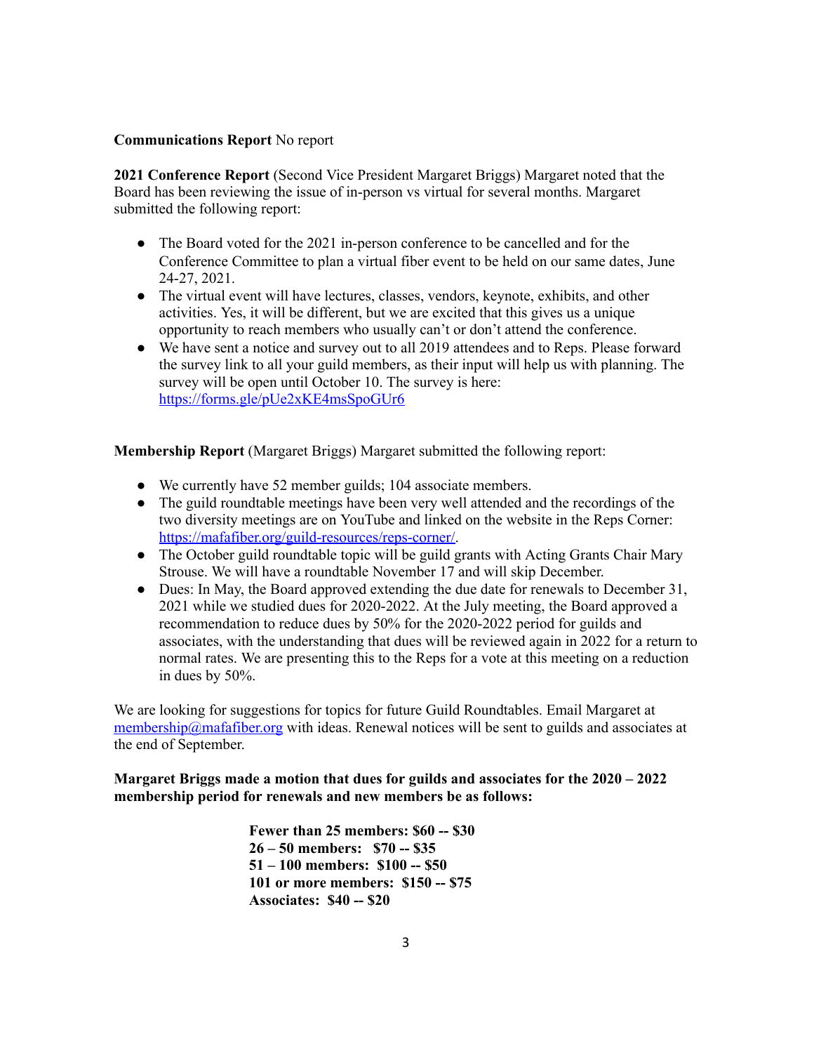**Communications Report** No report

**2021 Conference Report** (Second Vice President Margaret Briggs) Margaret noted that the Board has been reviewing the issue of in-person vs virtual for several months. Margaret submitted the following report:

- The Board voted for the 2021 in-person conference to be cancelled and for the Conference Committee to plan a virtual fiber event to be held on our same dates, June 24-27, 2021.
- The virtual event will have lectures, classes, vendors, keynote, exhibits, and other activities. Yes, it will be different, but we are excited that this gives us a unique opportunity to reach members who usually can't or don't attend the conference.
- We have sent a notice and survey out to all 2019 attendees and to Reps. Please forward the survey link to all your guild members, as their input will help us with planning. The survey will be open until October 10. The survey is here: https://forms.gle/pUe2xKE4msSpoGUr6

**Membership Report** (Margaret Briggs) Margaret submitted the following report:

- We currently have 52 member guilds; 104 associate members.
- The guild roundtable meetings have been very well attended and the recordings of the two diversity meetings are on YouTube and linked on the website in the Reps Corner: https://mafafiber.org/guild-resources/reps-corner/.
- The October guild roundtable topic will be guild grants with Acting Grants Chair Mary Strouse. We will have a roundtable November 17 and will skip December.
- Dues: In May, the Board approved extending the due date for renewals to December 31, 2021 while we studied dues for 2020-2022. At the July meeting, the Board approved a recommendation to reduce dues by 50% for the 2020-2022 period for guilds and associates, with the understanding that dues will be reviewed again in 2022 for a return to normal rates. We are presenting this to the Reps for a vote at this meeting on a reduction in dues by 50%.

We are looking for suggestions for topics for future Guild Roundtables. Email Margaret at membership@mafafiber.org with ideas. Renewal notices will be sent to guilds and associates at the end of September.

**Margaret Briggs made a motion that dues for guilds and associates for the 2020 – 2022 membership period for renewals and new members be as follows:**

**Fewer than 25 members: $60 -- $30**
**26 – 50 members: $70 -- $35**
**51 – 100 members: $100 -- $50**
**101 or more members: $150 -- $75**
**Associates: $40 -- $20**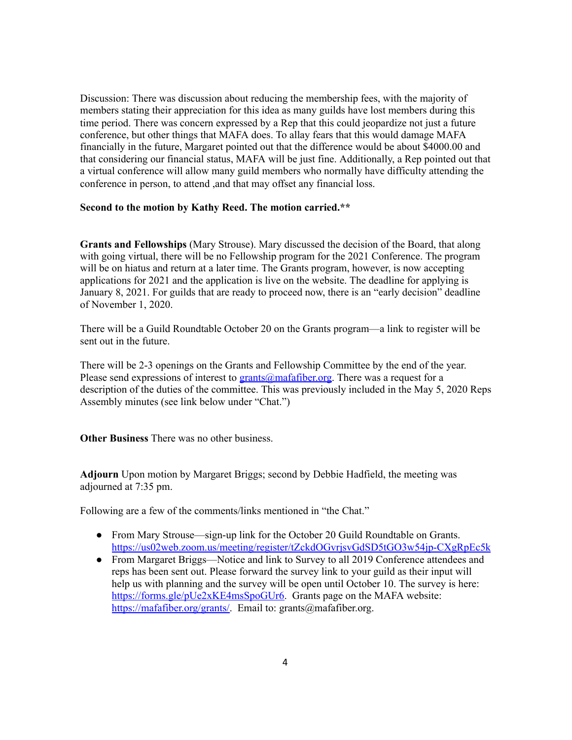Discussion: There was discussion about reducing the membership fees, with the majority of members stating their appreciation for this idea as many guilds have lost members during this time period. There was concern expressed by a Rep that this could jeopardize not just a future conference, but other things that MAFA does. To allay fears that this would damage MAFA financially in the future, Margaret pointed out that the difference would be about $4000.00 and that considering our financial status, MAFA will be just fine. Additionally, a Rep pointed out that a virtual conference will allow many guild members who normally have difficulty attending the conference in person, to attend ,and that may offset any financial loss.

**Second to the motion by Kathy Reed. The motion carried.****

**Grants and Fellowships** (Mary Strouse). Mary discussed the decision of the Board, that along with going virtual, there will be no Fellowship program for the 2021 Conference. The program will be on hiatus and return at a later time. The Grants program, however, is now accepting applications for 2021 and the application is live on the website. The deadline for applying is January 8, 2021. For guilds that are ready to proceed now, there is an "early decision" deadline of November 1, 2020.

There will be a Guild Roundtable October 20 on the Grants program—a link to register will be sent out in the future.

There will be 2-3 openings on the Grants and Fellowship Committee by the end of the year. Please send expressions of interest to [grants@mafafiber.org](mailto:grants@mafafiber.org). There was a request for a description of the duties of the committee. This was previously included in the May 5, 2020 Reps Assembly minutes (see link below under "Chat.")

**Other Business** There was no other business.

**Adjourn** Upon motion by Margaret Briggs; second by Debbie Hadfield, the meeting was adjourned at 7:35 pm.

Following are a few of the comments/links mentioned in "the Chat."

- From Mary Strouse—sign-up link for the October 20 Guild Roundtable on Grants. https://us02web.zoom.us/meeting/register/tZckdOGvrjsvGdSD5tGO3w54jp-CXgRpEc5k
- From Margaret Briggs—Notice and link to Survey to all 2019 Conference attendees and reps has been sent out. Please forward the survey link to your guild as their input will help us with planning and the survey will be open until October 10. The survey is here: https://forms.gle/pUe2xKE4msSpoGUr6. Grants page on the MAFA website: https://mafafiber.org/grants/. Email to: grants@mafafiber.org.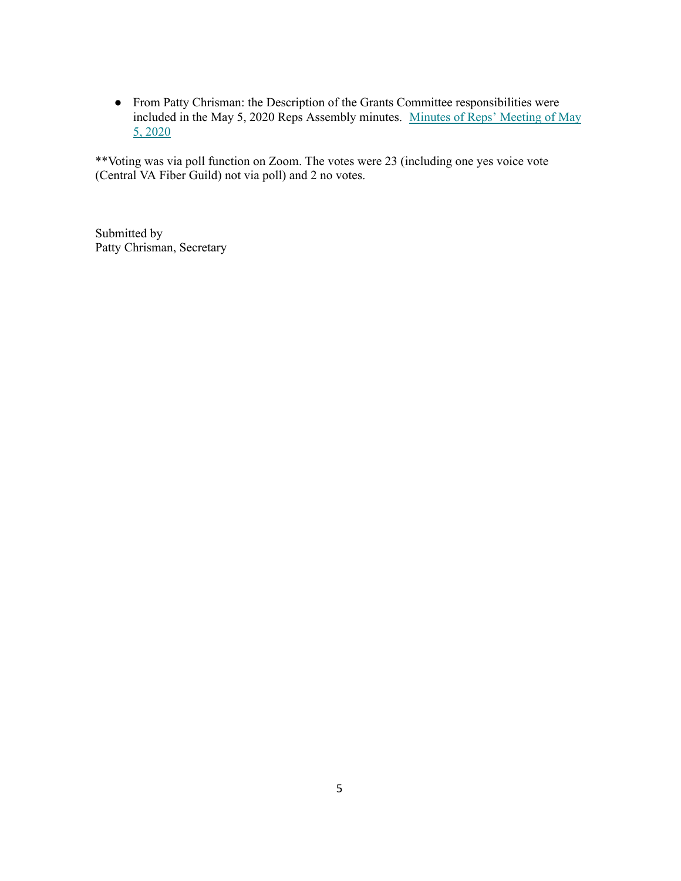- From Patty Chrisman: the Description of the Grants Committee responsibilities were included in the May 5, 2020 Reps Assembly minutes. [Minutes of Reps' Meeting of May 5, 2020]

**Voting was via poll function on Zoom. The votes were 23 (including one yes voice vote (Central VA Fiber Guild) not via poll) and 2 no votes.

Submitted by
Patty Chrisman, Secretary